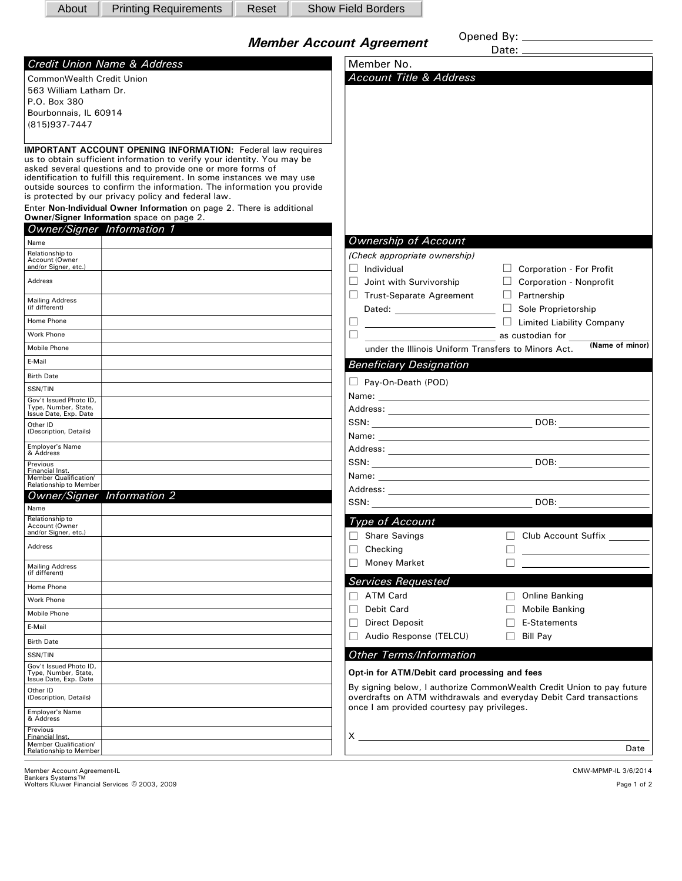About | Printing Requirements | Reset | Show Field Borders

# Member Account Agreement

Opened By: ____________________

Date: ____________________

## Credit Union Name & Address

CommonWealth Credit Union
563 William Latham Dr.
P.O. Box 380
Bourbonnais, IL 60914
(815)937-7447

**IMPORTANT ACCOUNT OPENING INFORMATION:** Federal law requires us to obtain sufficient information to verify your identity. You may be asked several questions and to provide one or more forms of identification to fulfill this requirement. In some instances we may use outside sources to confirm the information. The information you provide is protected by our privacy policy and federal law.

Enter **Non-Individual Owner Information** on page 2. There is additional **Owner/Signer Information** space on page 2.

## Owner/Signer Information 1

| | |
|---|---|
| Name | |
| Relationship to Account (Owner and/or Signer, etc.) | |
| Address | |
| Mailing Address (if different) | |
| Home Phone | |
| Work Phone | |
| Mobile Phone | |
| E-Mail | |
| Birth Date | |
| SSN/TIN | |
| Gov't Issued Photo ID, Type, Number, State, Issue Date, Exp. Date | |
| Other ID (Description, Details) | |
| Employer's Name & Address | |
| Previous Financial Inst. | |
| Member Qualification/ Relationship to Member | |

## Owner/Signer Information 2

| | |
|---|---|
| Name | |
| Relationship to Account (Owner and/or Signer, etc.) | |
| Address | |
| Mailing Address (if different) | |
| Home Phone | |
| Work Phone | |
| Mobile Phone | |
| E-Mail | |
| Birth Date | |
| SSN/TIN | |
| Gov't Issued Photo ID, Type, Number, State, Issue Date, Exp. Date | |
| Other ID (Description, Details) | |
| Employer's Name & Address | |
| Previous Financial Inst. | |
| Member Qualification/ Relationship to Member | |

Member No.

## Account Title & Address

## Ownership of Account

*(Check appropriate ownership)*

- ☐ Individual
- ☐ Joint with Survivorship
- ☐ Trust-Separate Agreement Dated: ____________________
- ☐ ____________________
- ☐ ____________________ as custodian for ____________________ **(Name of minor)** under the Illinois Uniform Transfers to Minors Act.
- ☐ Corporation - For Profit
- ☐ Corporation - Nonprofit
- ☐ Partnership
- ☐ Sole Proprietorship
- ☐ Limited Liability Company

## Beneficiary Designation

☐ Pay-On-Death (POD)

Name: ____________________
Address: ____________________
SSN: ____________________ DOB: ____________________

Name: ____________________
Address: ____________________
SSN: ____________________ DOB: ____________________

Name: ____________________
Address: ____________________
SSN: ____________________ DOB: ____________________

## Type of Account

- ☐ Share Savings
- ☐ Checking
- ☐ Money Market
- ☐ Club Account Suffix ________
- ☐ ____________________
- ☐ ____________________

## Services Requested

- ☐ ATM Card
- ☐ Debit Card
- ☐ Direct Deposit
- ☐ Audio Response (TELCU)
- ☐ Online Banking
- ☐ Mobile Banking
- ☐ E-Statements
- ☐ Bill Pay

## Other Terms/Information

**Opt-in for ATM/Debit card processing and fees**

By signing below, I authorize CommonWealth Credit Union to pay future overdrafts on ATM withdrawals and everyday Debit Card transactions once I am provided courtesy pay privileges.

X ____________________________________________

Date

Member Account Agreement-IL
Bankers Systems™
Wolters Kluwer Financial Services © 2003, 2009

CMW-MPMP-IL 3/6/2014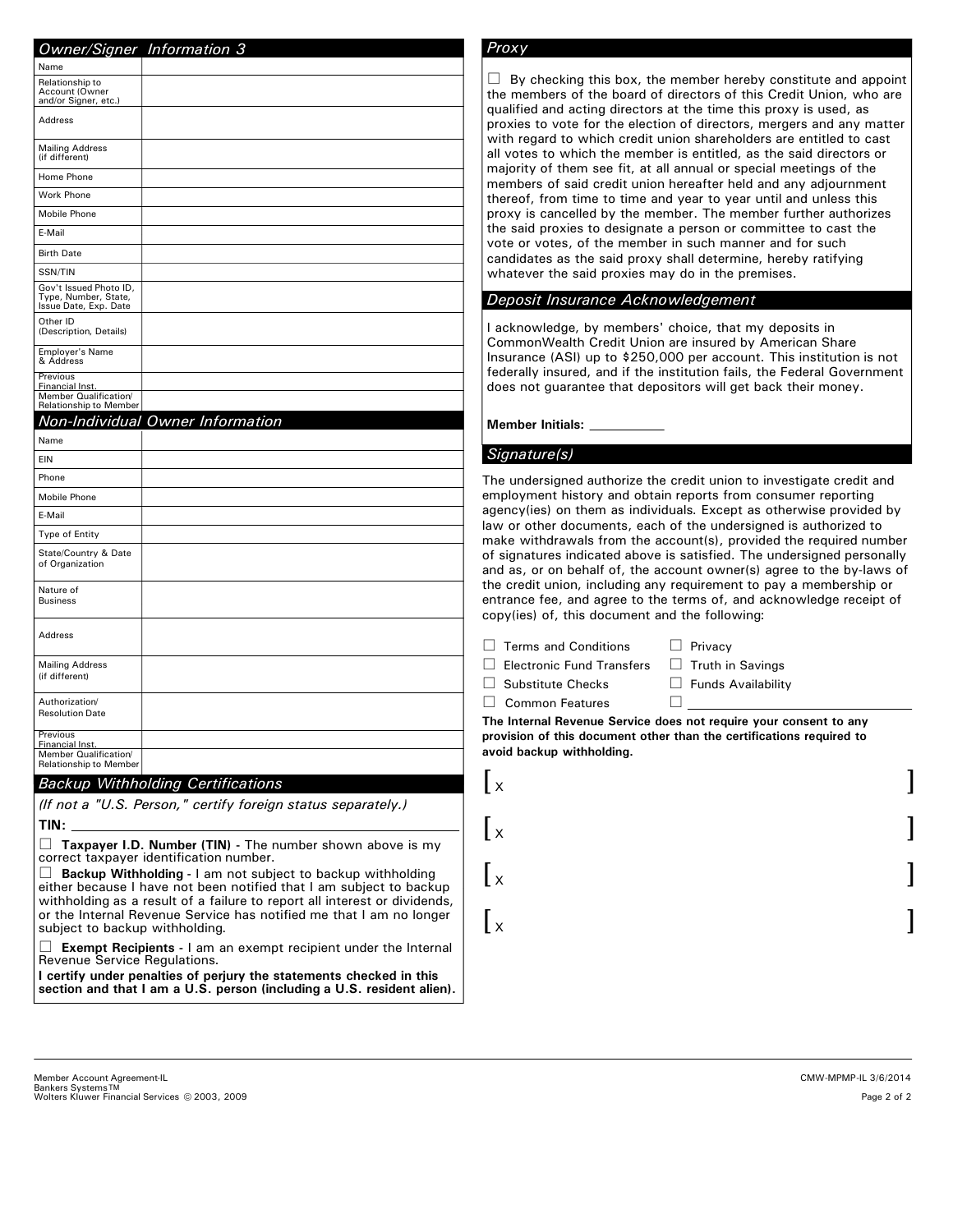## Owner/Signer Information 3

| | |
|---|---|
| Name | |
| Relationship to Account (Owner and/or Signer, etc.) | |
| Address | |
| Mailing Address (if different) | |
| Home Phone | |
| Work Phone | |
| Mobile Phone | |
| E-Mail | |
| Birth Date | |
| SSN/TIN | |
| Gov't Issued Photo ID, Type, Number, State, Issue Date, Exp. Date | |
| Other ID (Description, Details) | |
| Employer's Name & Address | |
| Previous Financial Inst. | |
| Member Qualification/ Relationship to Member | |

## Non-Individual Owner Information

| | |
|---|---|
| Name | |
| EIN | |
| Phone | |
| Mobile Phone | |
| E-Mail | |
| Type of Entity | |
| State/Country & Date of Organization | |
| Nature of Business | |
| Address | |
| Mailing Address (if different) | |
| Authorization/ Resolution Date | |
| Previous Financial Inst. | |
| Member Qualification/ Relationship to Member | |

## Backup Withholding Certifications

*(If not a "U.S. Person," certify foreign status separately.)*

**TIN:** ______________________

☐ **Taxpayer I.D. Number (TIN)** - The number shown above is my correct taxpayer identification number.

☐ **Backup Withholding** - I am not subject to backup withholding either because I have not been notified that I am subject to backup withholding as a result of a failure to report all interest or dividends, or the Internal Revenue Service has notified me that I am no longer subject to backup withholding.

☐ **Exempt Recipients** - I am an exempt recipient under the Internal Revenue Service Regulations.

**I certify under penalties of perjury the statements checked in this section and that I am a U.S. person (including a U.S. resident alien).**

## Proxy

☐ By checking this box, the member hereby constitute and appoint the members of the board of directors of this Credit Union, who are qualified and acting directors at the time this proxy is used, as proxies to vote for the election of directors, mergers and any matter with regard to which credit union shareholders are entitled to cast all votes to which the member is entitled, as the said directors or majority of them see fit, at all annual or special meetings of the members of said credit union hereafter held and any adjournment thereof, from time to time and year to year until and unless this proxy is cancelled by the member. The member further authorizes the said proxies to designate a person or committee to cast the vote or votes, of the member in such manner and for such candidates as the said proxy shall determine, hereby ratifying whatever the said proxies may do in the premises.

## Deposit Insurance Acknowledgement

I acknowledge, by members' choice, that my deposits in CommonWealth Credit Union are insured by American Share Insurance (ASI) up to $250,000 per account. This institution is not federally insured, and if the institution fails, the Federal Government does not guarantee that depositors will get back their money.

**Member Initials:** __________

## Signature(s)

The undersigned authorize the credit union to investigate credit and employment history and obtain reports from consumer reporting agency(ies) on them as individuals. Except as otherwise provided by law or other documents, each of the undersigned is authorized to make withdrawals from the account(s), provided the required number of signatures indicated above is satisfied. The undersigned personally and as, or on behalf of, the account owner(s) agree to the by-laws of the credit union, including any requirement to pay a membership or entrance fee, and agree to the terms of, and acknowledge receipt of copy(ies) of, this document and the following:

☐ Terms and Conditions ☐ Privacy
☐ Electronic Fund Transfers ☐ Truth in Savings
☐ Substitute Checks ☐ Funds Availability
☐ Common Features ☐ ______________________

**The Internal Revenue Service does not require your consent to any provision of this document other than the certifications required to avoid backup withholding.**

[ X ]

[ X ]

[ X ]

[ X ]

Member Account Agreement-IL
Bankers Systems™
Wolters Kluwer Financial Services © 2003, 2009

CMW-MPMP-IL 3/6/2014